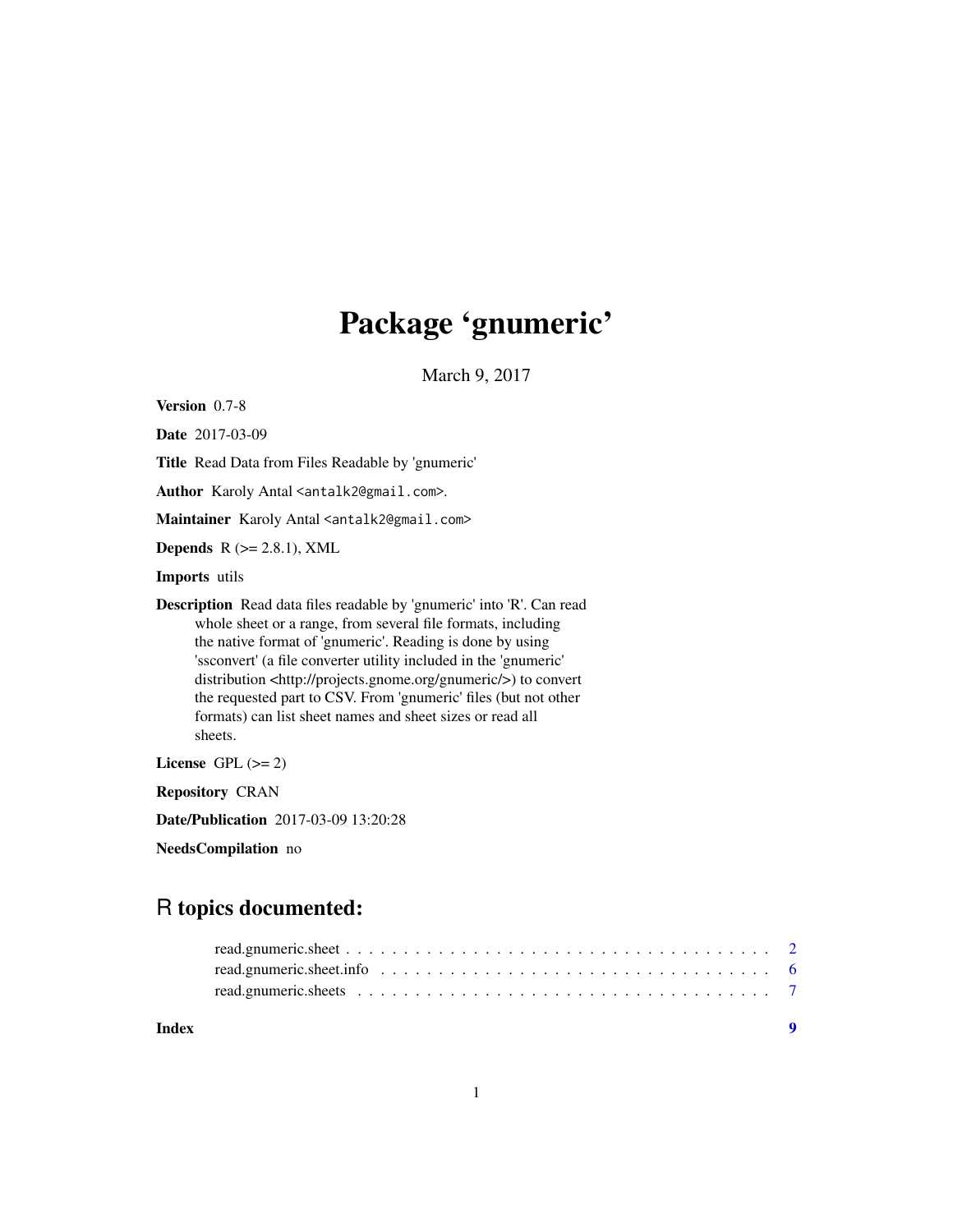# Package 'gnumeric'

March 9, 2017

**Version** 0.7-8

**Date** 2017-03-09

**Title** Read Data from Files Readable by 'gnumeric'

**Author** Karoly Antal <antalk2@gmail.com>.

**Maintainer** Karoly Antal <antalk2@gmail.com>

**Depends** R (>= 2.8.1), XML

**Imports** utils

**Description** Read data files readable by 'gnumeric' into 'R'. Can read whole sheet or a range, from several file formats, including the native format of 'gnumeric'. Reading is done by using 'ssconvert' (a file converter utility included in the 'gnumeric' distribution <http://projects.gnome.org/gnumeric/>) to convert the requested part to CSV. From 'gnumeric' files (but not other formats) can list sheet names and sheet sizes or read all sheets.

**License** GPL (>= 2)

**Repository** CRAN

**Date/Publication** 2017-03-09 13:20:28

**NeedsCompilation** no

## R topics documented:

- read.gnumeric.sheet . . . . . . . . . . . . . . . . . . . . . . . . . . . . . . . . . . . 2
- read.gnumeric.sheet.info . . . . . . . . . . . . . . . . . . . . . . . . . . . . . . . . 6
- read.gnumeric.sheets . . . . . . . . . . . . . . . . . . . . . . . . . . . . . . . . . . 7

**Index** **9**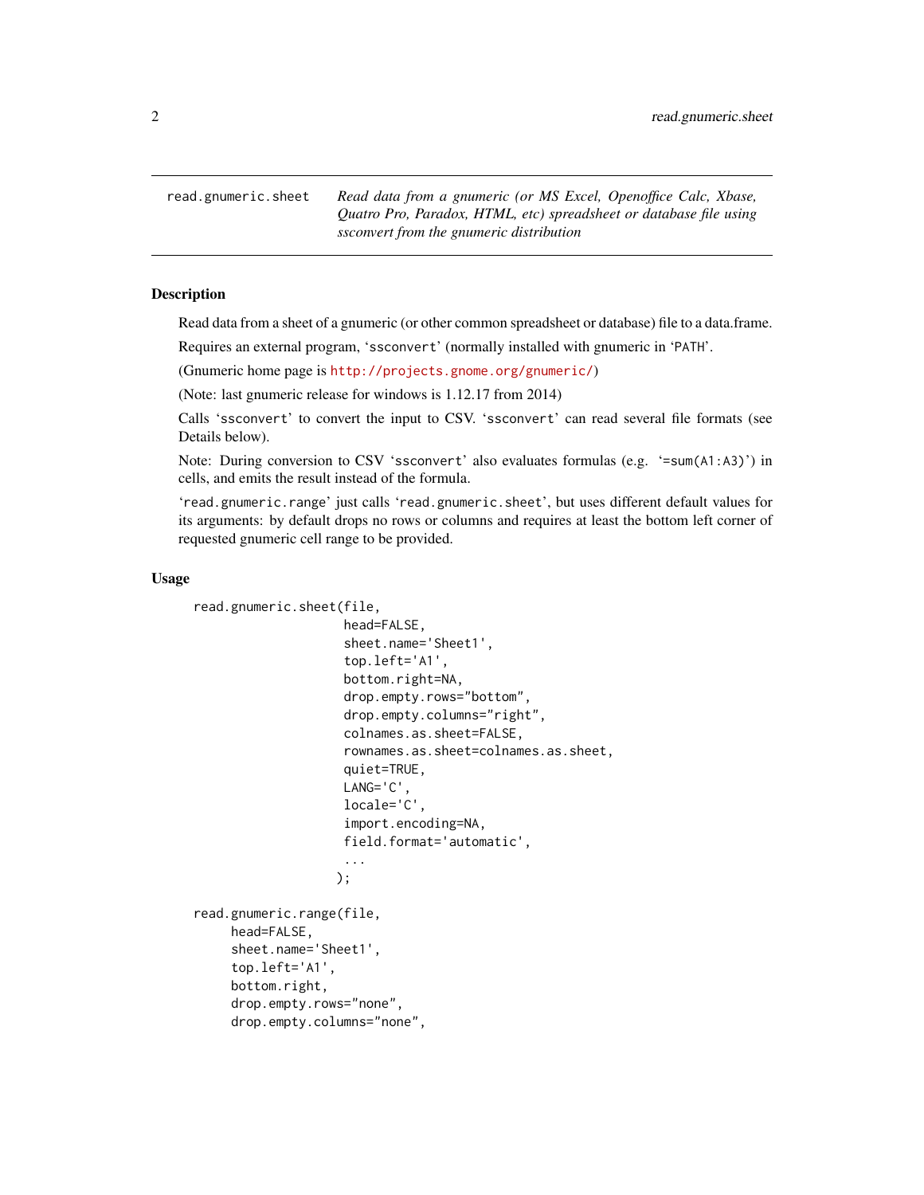read.gnumeric.sheet — *Read data from a gnumeric (or MS Excel, Openoffice Calc, Xbase, Quatro Pro, Paradox, HTML, etc) spreadsheet or database file using ssconvert from the gnumeric distribution*

## Description

Read data from a sheet of a gnumeric (or other common spreadsheet or database) file to a data.frame.

Requires an external program, 'ssconvert' (normally installed with gnumeric in 'PATH'.

(Gnumeric home page is http://projects.gnome.org/gnumeric/)

(Note: last gnumeric release for windows is 1.12.17 from 2014)

Calls 'ssconvert' to convert the input to CSV. 'ssconvert' can read several file formats (see Details below).

Note: During conversion to CSV 'ssconvert' also evaluates formulas (e.g. '=sum(A1:A3)') in cells, and emits the result instead of the formula.

'read.gnumeric.range' just calls 'read.gnumeric.sheet', but uses different default values for its arguments: by default drops no rows or columns and requires at least the bottom left corner of requested gnumeric cell range to be provided.

## Usage

```
read.gnumeric.sheet(file,
                    head=FALSE,
                    sheet.name='Sheet1',
                    top.left='A1',
                    bottom.right=NA,
                    drop.empty.rows="bottom",
                    drop.empty.columns="right",
                    colnames.as.sheet=FALSE,
                    rownames.as.sheet=colnames.as.sheet,
                    quiet=TRUE,
                    LANG='C',
                    locale='C',
                    import.encoding=NA,
                    field.format='automatic',
                    ...
                   );

read.gnumeric.range(file,
     head=FALSE,
     sheet.name='Sheet1',
     top.left='A1',
     bottom.right,
     drop.empty.rows="none",
     drop.empty.columns="none",
```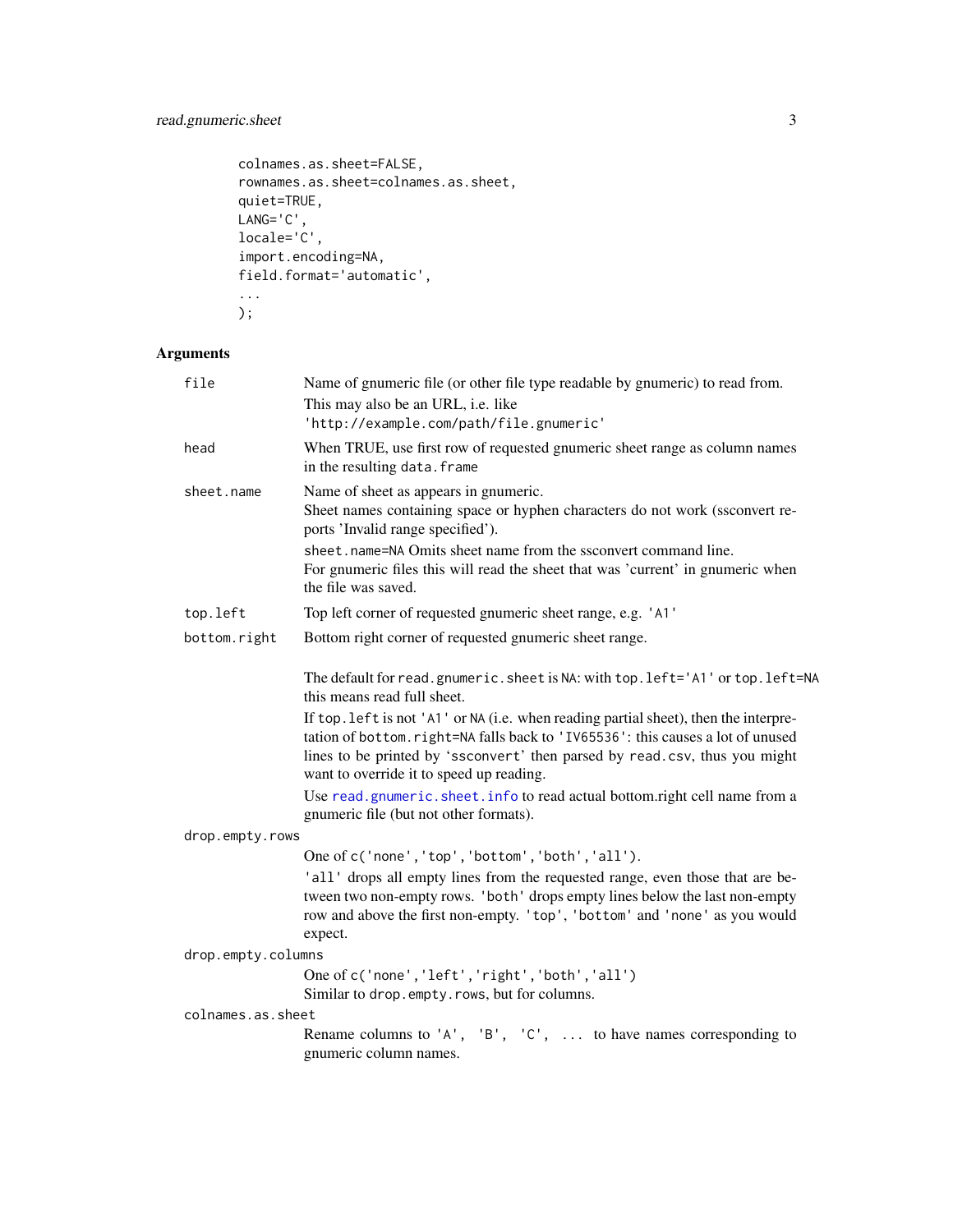```
        colnames.as.sheet=FALSE,
        rownames.as.sheet=colnames.as.sheet,
        quiet=TRUE,
        LANG='C',
        locale='C',
        import.encoding=NA,
        field.format='automatic',
        ...
        );
```

## Arguments

`file`
: Name of gnumeric file (or other file type readable by gnumeric) to read from. This may also be an URL, i.e. like `'http://example.com/path/file.gnumeric'`

`head`
: When TRUE, use first row of requested gnumeric sheet range as column names in the resulting `data.frame`

`sheet.name`
: Name of sheet as appears in gnumeric.
Sheet names containing space or hyphen characters do not work (ssconvert reports 'Invalid range specified').

  `sheet.name=NA` Omits sheet name from the ssconvert command line.
For gnumeric files this will read the sheet that was 'current' in gnumeric when the file was saved.

`top.left`
: Top left corner of requested gnumeric sheet range, e.g. `'A1'`

`bottom.right`
: Bottom right corner of requested gnumeric sheet range.

  The default for `read.gnumeric.sheet` is `NA`: with `top.left='A1'` or `top.left=NA` this means read full sheet.

  If `top.left` is not `'A1'` or `NA` (i.e. when reading partial sheet), then the interpretation of `bottom.right=NA` falls back to `'IV65536'`: this causes a lot of unused lines to be printed by 'ssconvert' then parsed by `read.csv`, thus you might want to override it to speed up reading.

  Use `read.gnumeric.sheet.info` to read actual bottom.right cell name from a gnumeric file (but not other formats).

`drop.empty.rows`
: One of `c('none','top','bottom','both','all')`.

  `'all'` drops all empty lines from the requested range, even those that are between two non-empty rows. `'both'` drops empty lines below the last non-empty row and above the first non-empty. `'top'`, `'bottom'` and `'none'` as you would expect.

`drop.empty.columns`
: One of `c('none','left','right','both','all')`
Similar to `drop.empty.rows`, but for columns.

`colnames.as.sheet`
: Rename columns to `'A', 'B', 'C', ...` to have names corresponding to gnumeric column names.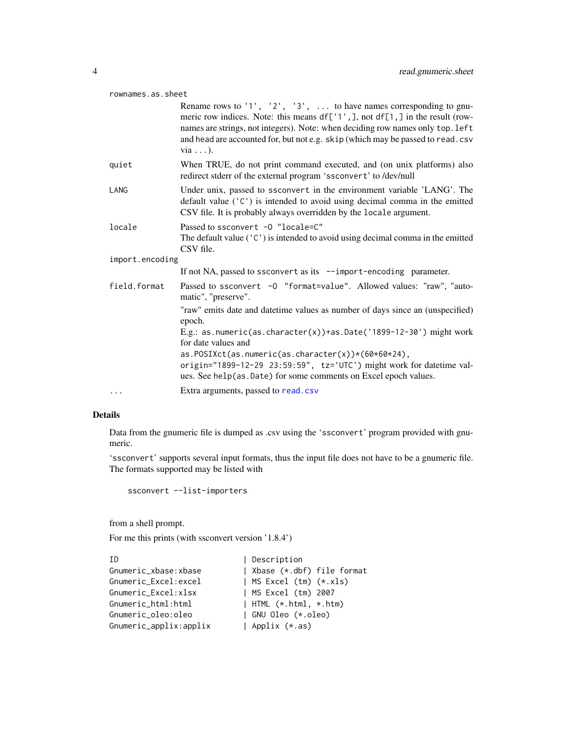`rownames.as.sheet`
: Rename rows to `'1', '2', '3', ...` to have names corresponding to gnumeric row indices. Note: this means `df['1',]`, not `df[1,]` in the result (rownames are strings, not integers). Note: when deciding row names only `top.left` and `head` are accounted for, but not e.g. `skip` (which may be passed to `read.csv` via `...`).

`quiet`
: When TRUE, do not print command executed, and (on unix platforms) also redirect stderr of the external program 'ssconvert' to /dev/null

`LANG`
: Under unix, passed to `ssconvert` in the environment variable 'LANG'. The default value (`'C'`) is intended to avoid using decimal comma in the emitted CSV file. It is probably always overridden by the `locale` argument.

`locale`
: Passed to `ssconvert -O "locale=C"`
  The default value (`'C'`) is intended to avoid using decimal comma in the emitted CSV file.

`import.encoding`
: If not NA, passed to `ssconvert` as its `--import-encoding` parameter.

`field.format`
: Passed to `ssconvert -O "format=value"`. Allowed values: "raw", "automatic", "preserve".

  "raw" emits date and datetime values as number of days since an (unspecified) epoch.
  E.g.: `as.numeric(as.character(x))+as.Date('1899-12-30')` might work for date values and
  `as.POSIXct(as.numeric(as.character(x))*(60*60*24), origin="1899-12-29 23:59:59", tz='UTC')` might work for datetime values. See `help(as.Date)` for some comments on Excel epoch values.

`...`
: Extra arguments, passed to `read.csv`

## Details

Data from the gnumeric file is dumped as .csv using the 'ssconvert' program provided with gnumeric.

'ssconvert' supports several input formats, thus the input file does not have to be a gnumeric file. The formats supported may be listed with

```
ssconvert --list-importers
```

from a shell prompt.

For me this prints (with ssconvert version '1.8.4')

```
ID                          | Description
Gnumeric_xbase:xbase        | Xbase (*.dbf) file format
Gnumeric_Excel:excel        | MS Excel (tm) (*.xls)
Gnumeric_Excel:xlsx         | MS Excel (tm) 2007
Gnumeric_html:html          | HTML (*.html, *.htm)
Gnumeric_oleo:oleo          | GNU Oleo (*.oleo)
Gnumeric_applix:applix      | Applix (*.as)
```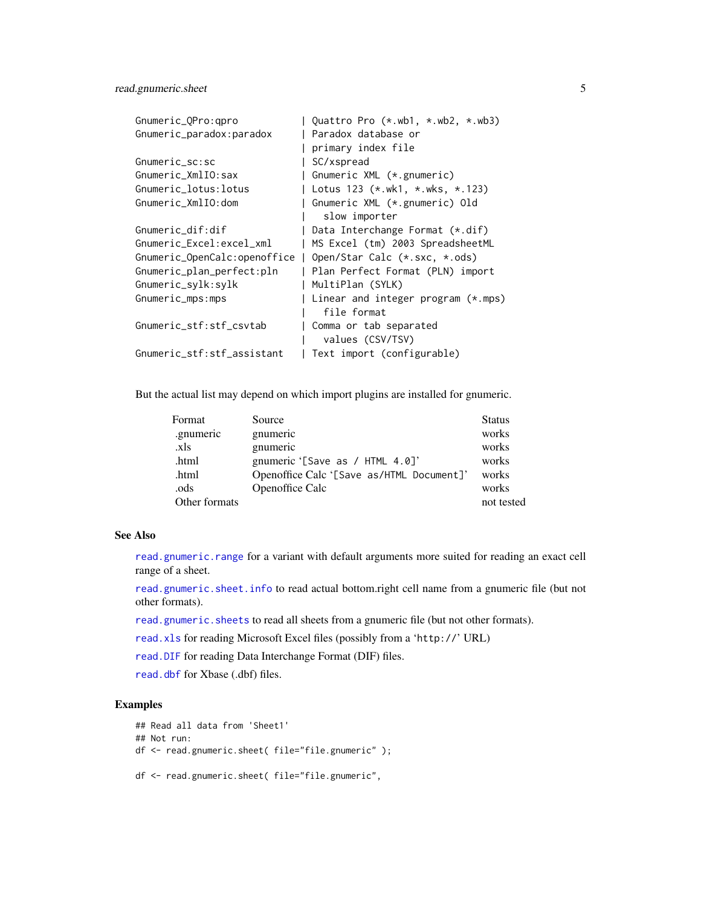```
Gnumeric_QPro:qpro           | Quattro Pro (*.wb1, *.wb2, *.wb3)
Gnumeric_paradox:paradox     | Paradox database or
                             | primary index file
Gnumeric_sc:sc               | SC/xspread
Gnumeric_XmlIO:sax           | Gnumeric XML (*.gnumeric)
Gnumeric_lotus:lotus         | Lotus 123 (*.wk1, *.wks, *.123)
Gnumeric_XmlIO:dom           | Gnumeric XML (*.gnumeric) Old
                             |   slow importer
Gnumeric_dif:dif             | Data Interchange Format (*.dif)
Gnumeric_Excel:excel_xml     | MS Excel (tm) 2003 SpreadsheetML
Gnumeric_OpenCalc:openoffice | Open/Star Calc (*.sxc, *.ods)
Gnumeric_plan_perfect:pln    | Plan Perfect Format (PLN) import
Gnumeric_sylk:sylk           | MultiPlan (SYLK)
Gnumeric_mps:mps             | Linear and integer program (*.mps)
                             |   file format
Gnumeric_stf:stf_csvtab      | Comma or tab separated
                             |   values (CSV/TSV)
Gnumeric_stf:stf_assistant   | Text import (configurable)
```

But the actual list may depend on which import plugins are installed for gnumeric.

| Format | Source | Status |
|---|---|---|
| .gnumeric | gnumeric | works |
| .xls | gnumeric | works |
| .html | gnumeric '[Save as / HTML 4.0]' | works |
| .html | Openoffice Calc '[Save as/HTML Document]' | works |
| .ods | Openoffice Calc | works |
| Other formats | | not tested |

## See Also

`read.gnumeric.range` for a variant with default arguments more suited for reading an exact cell range of a sheet.

`read.gnumeric.sheet.info` to read actual bottom.right cell name from a gnumeric file (but not other formats).

`read.gnumeric.sheets` to read all sheets from a gnumeric file (but not other formats).

`read.xls` for reading Microsoft Excel files (possibly from a 'http://' URL)

`read.DIF` for reading Data Interchange Format (DIF) files.

`read.dbf` for Xbase (.dbf) files.

## Examples

```
## Read all data from 'Sheet1'
## Not run:
df <- read.gnumeric.sheet( file="file.gnumeric" );

df <- read.gnumeric.sheet( file="file.gnumeric",
```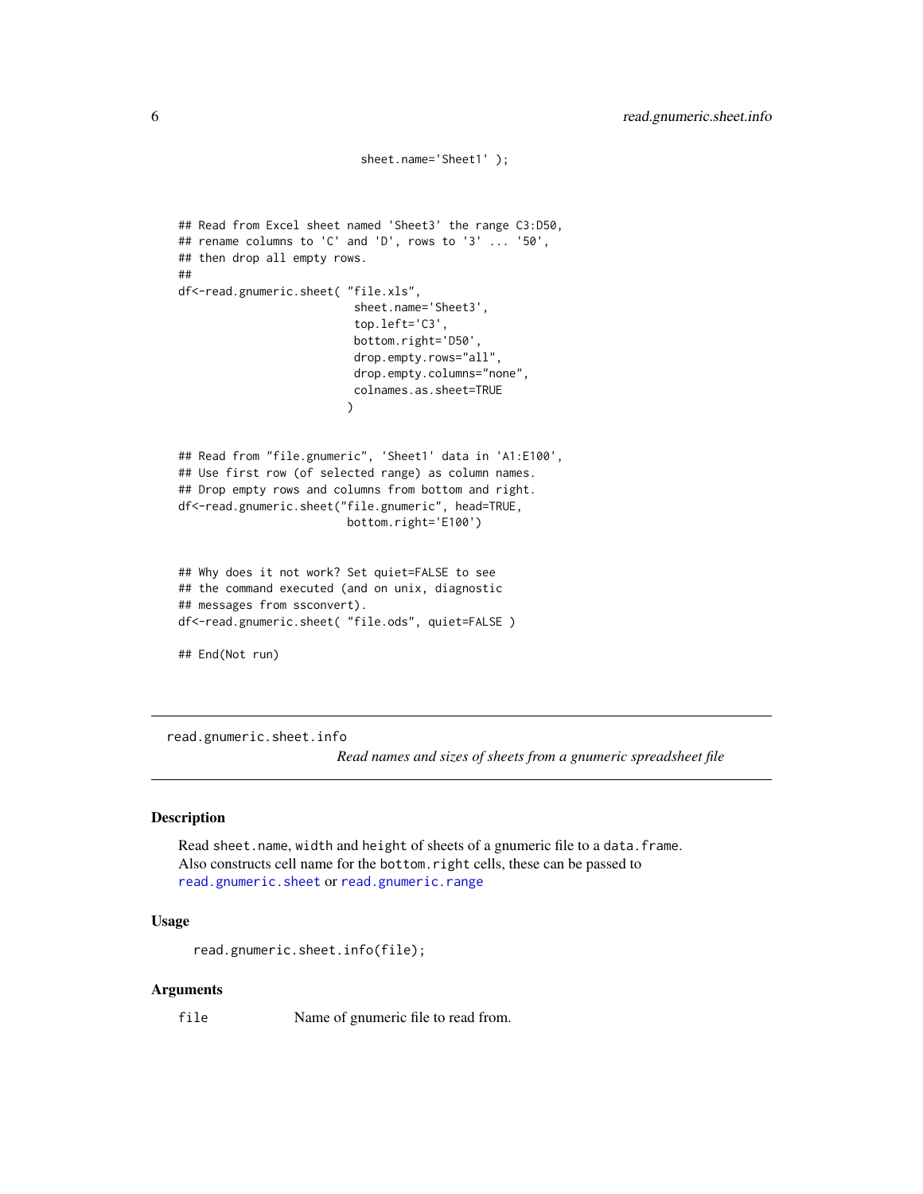```
                           sheet.name='Sheet1' );


## Read from Excel sheet named 'Sheet3' the range C3:D50,
## rename columns to 'C' and 'D', rows to '3' ... '50',
## then drop all empty rows.
##
df<-read.gnumeric.sheet( "file.xls",
                          sheet.name='Sheet3',
                          top.left='C3',
                          bottom.right='D50',
                          drop.empty.rows="all",
                          drop.empty.columns="none",
                          colnames.as.sheet=TRUE
                         )


## Read from "file.gnumeric", 'Sheet1' data in 'A1:E100',
## Use first row (of selected range) as column names.
## Drop empty rows and columns from bottom and right.
df<-read.gnumeric.sheet("file.gnumeric", head=TRUE,
                         bottom.right='E100')


## Why does it not work? Set quiet=FALSE to see
## the command executed (and on unix, diagnostic
## messages from ssconvert).
df<-read.gnumeric.sheet( "file.ods", quiet=FALSE )

## End(Not run)
```

---

## read.gnumeric.sheet.info

*Read names and sizes of sheets from a gnumeric spreadsheet file*

### Description

Read `sheet.name`, `width` and `height` of sheets of a gnumeric file to a `data.frame`. Also constructs cell name for the `bottom.right` cells, these can be passed to `read.gnumeric.sheet` or `read.gnumeric.range`

### Usage

```
read.gnumeric.sheet.info(file);
```

### Arguments

| | |
|---|---|
| `file` | Name of gnumeric file to read from. |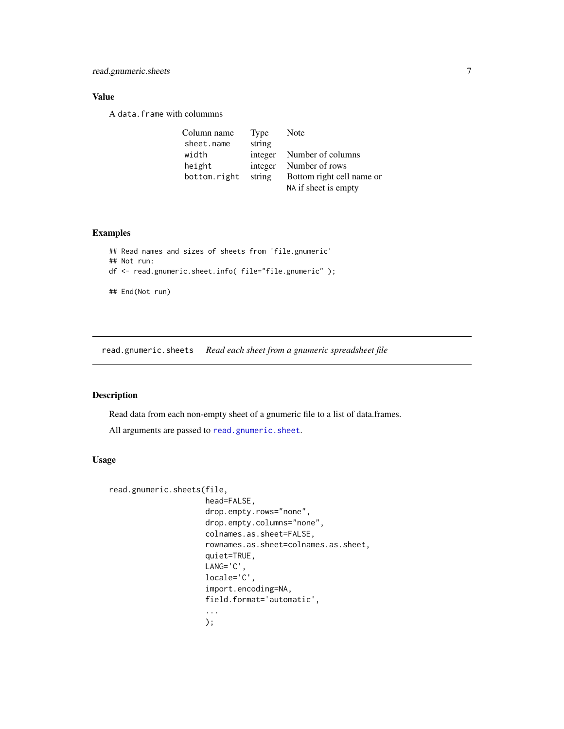## Value

A `data.frame` with colummns

| Column name | Type | Note |
|---|---|---|
| `sheet.name` | string | |
| `width` | integer | Number of columns |
| `height` | integer | Number of rows |
| `bottom.right` | string | Bottom right cell name or `NA` if sheet is empty |

## Examples

```
## Read names and sizes of sheets from 'file.gnumeric'
## Not run:
df <- read.gnumeric.sheet.info( file="file.gnumeric" );

## End(Not run)
```

---

# `read.gnumeric.sheets` *Read each sheet from a gnumeric spreadsheet file*

---

## Description

Read data from each non-empty sheet of a gnumeric file to a list of data.frames.

All arguments are passed to `read.gnumeric.sheet`.

## Usage

```
read.gnumeric.sheets(file,
                     head=FALSE,
                     drop.empty.rows="none",
                     drop.empty.columns="none",
                     colnames.as.sheet=FALSE,
                     rownames.as.sheet=colnames.as.sheet,
                     quiet=TRUE,
                     LANG='C',
                     locale='C',
                     import.encoding=NA,
                     field.format='automatic',
                     ...
                     );
```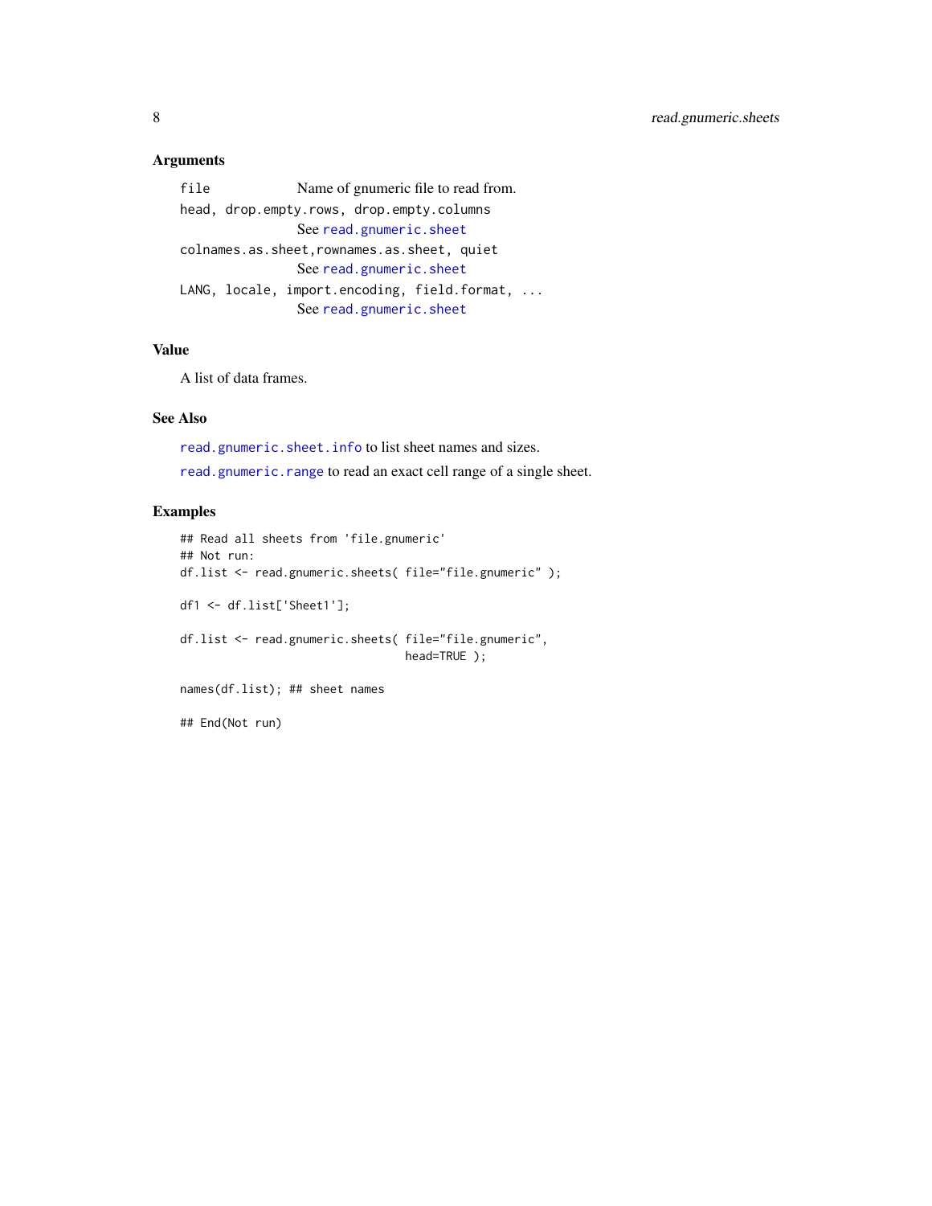### Arguments

`file` Name of gnumeric file to read from.

`head, drop.empty.rows, drop.empty.columns`
See `read.gnumeric.sheet`

`colnames.as.sheet,rownames.as.sheet, quiet`
See `read.gnumeric.sheet`

`LANG, locale, import.encoding, field.format, ...`
See `read.gnumeric.sheet`

### Value

A list of data frames.

### See Also

`read.gnumeric.sheet.info` to list sheet names and sizes.

`read.gnumeric.range` to read an exact cell range of a single sheet.

### Examples

```
## Read all sheets from 'file.gnumeric'
## Not run:
df.list <- read.gnumeric.sheets( file="file.gnumeric" );

df1 <- df.list['Sheet1'];

df.list <- read.gnumeric.sheets( file="file.gnumeric",
                                 head=TRUE );

names(df.list); ## sheet names

## End(Not run)
```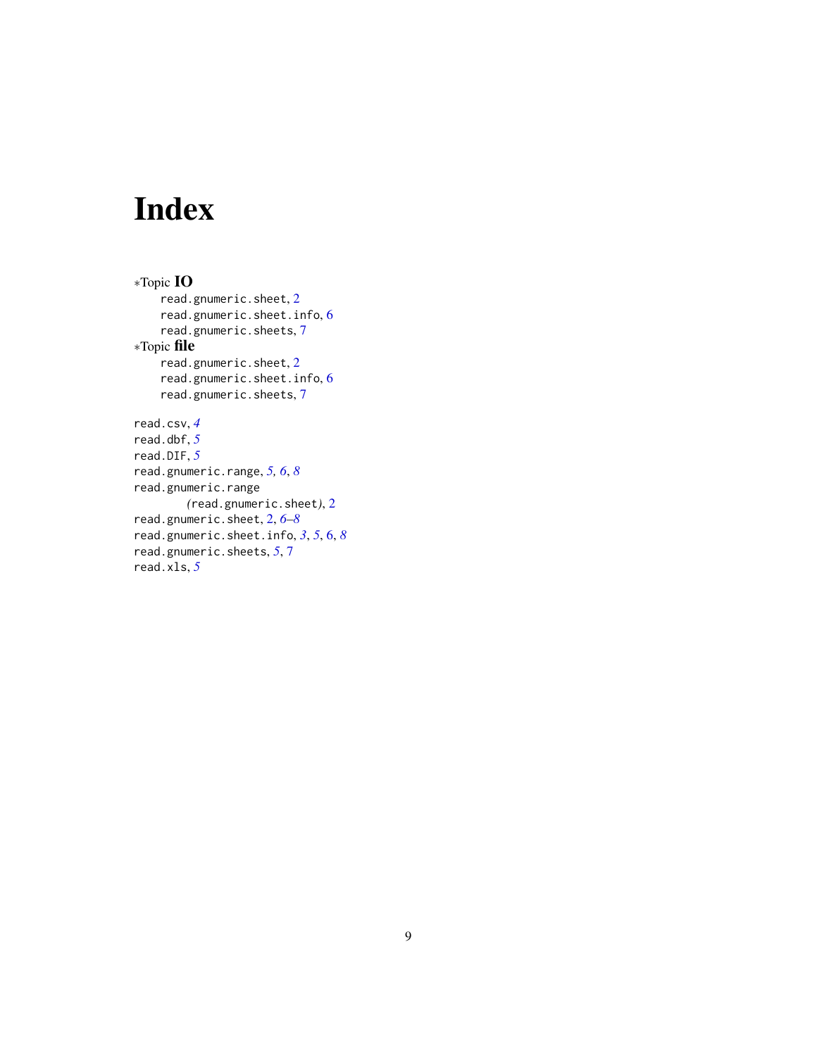# Index

∗Topic **IO**

- read.gnumeric.sheet, 2
- read.gnumeric.sheet.info, 6
- read.gnumeric.sheets, 7

∗Topic **file**

- read.gnumeric.sheet, 2
- read.gnumeric.sheet.info, 6
- read.gnumeric.sheets, 7

read.csv, *4*
read.dbf, *5*
read.DIF, *5*
read.gnumeric.range, *5, 6*, *8*
read.gnumeric.range
  *(*read.gnumeric.sheet*)*, 2
read.gnumeric.sheet, 2, *6–8*
read.gnumeric.sheet.info, *3*, *5*, 6, *8*
read.gnumeric.sheets, *5*, 7
read.xls, *5*